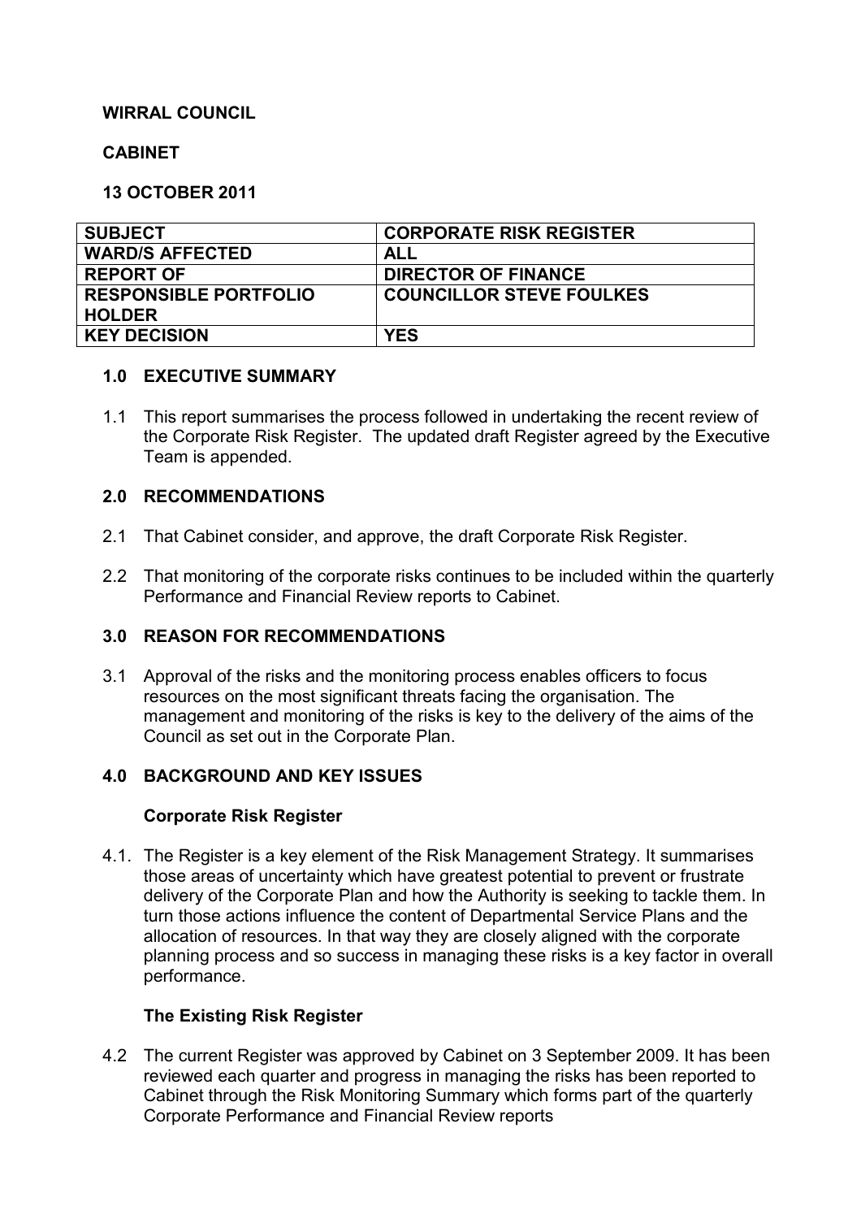**WIRRAL COUNCIL**

**CABINET**

**13 OCTOBER 2011**

| SUBJECT | CORPORATE RISK REGISTER |
|---|---|
| WARD/S AFFECTED | ALL |
| REPORT OF | DIRECTOR OF FINANCE |
| RESPONSIBLE PORTFOLIO HOLDER | COUNCILLOR STEVE FOULKES |
| KEY DECISION | YES |

## 1.0 EXECUTIVE SUMMARY

1.1 This report summarises the process followed in undertaking the recent review of the Corporate Risk Register. The updated draft Register agreed by the Executive Team is appended.

## 2.0 RECOMMENDATIONS

2.1 That Cabinet consider, and approve, the draft Corporate Risk Register.

2.2 That monitoring of the corporate risks continues to be included within the quarterly Performance and Financial Review reports to Cabinet.

## 3.0 REASON FOR RECOMMENDATIONS

3.1 Approval of the risks and the monitoring process enables officers to focus resources on the most significant threats facing the organisation. The management and monitoring of the risks is key to the delivery of the aims of the Council as set out in the Corporate Plan.

## 4.0 BACKGROUND AND KEY ISSUES

### Corporate Risk Register

4.1. The Register is a key element of the Risk Management Strategy. It summarises those areas of uncertainty which have greatest potential to prevent or frustrate delivery of the Corporate Plan and how the Authority is seeking to tackle them. In turn those actions influence the content of Departmental Service Plans and the allocation of resources. In that way they are closely aligned with the corporate planning process and so success in managing these risks is a key factor in overall performance.

### The Existing Risk Register

4.2 The current Register was approved by Cabinet on 3 September 2009. It has been reviewed each quarter and progress in managing the risks has been reported to Cabinet through the Risk Monitoring Summary which forms part of the quarterly Corporate Performance and Financial Review reports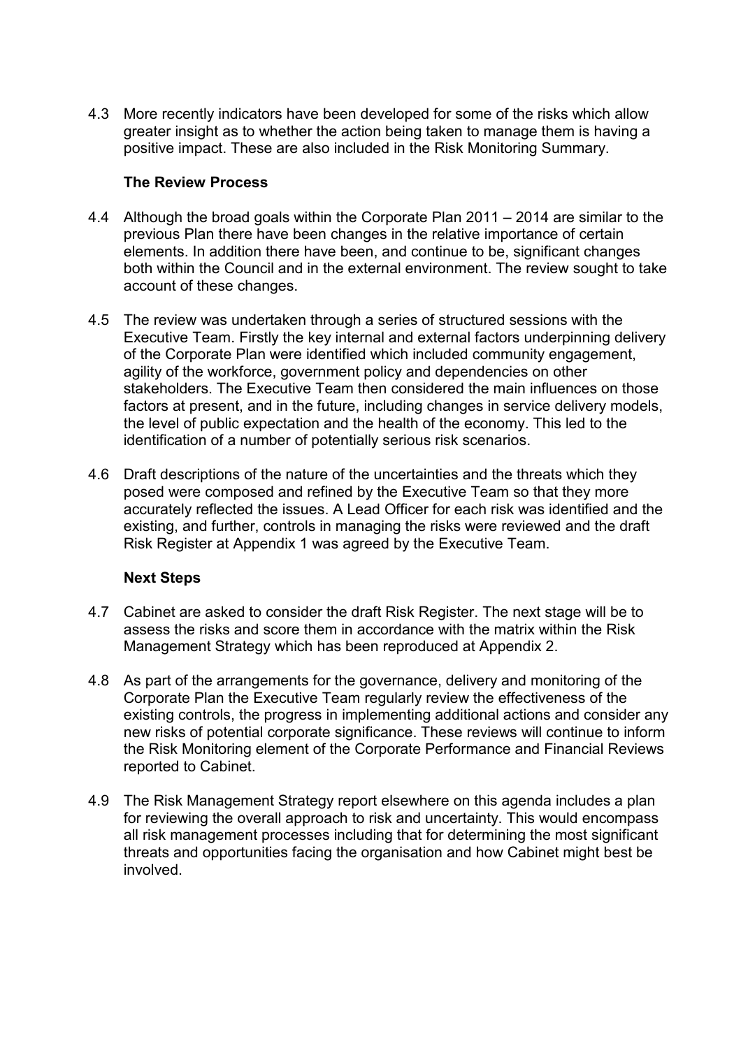4.3 More recently indicators have been developed for some of the risks which allow greater insight as to whether the action being taken to manage them is having a positive impact. These are also included in the Risk Monitoring Summary.

**The Review Process**

4.4 Although the broad goals within the Corporate Plan 2011 – 2014 are similar to the previous Plan there have been changes in the relative importance of certain elements. In addition there have been, and continue to be, significant changes both within the Council and in the external environment. The review sought to take account of these changes.

4.5 The review was undertaken through a series of structured sessions with the Executive Team. Firstly the key internal and external factors underpinning delivery of the Corporate Plan were identified which included community engagement, agility of the workforce, government policy and dependencies on other stakeholders. The Executive Team then considered the main influences on those factors at present, and in the future, including changes in service delivery models, the level of public expectation and the health of the economy. This led to the identification of a number of potentially serious risk scenarios.

4.6 Draft descriptions of the nature of the uncertainties and the threats which they posed were composed and refined by the Executive Team so that they more accurately reflected the issues. A Lead Officer for each risk was identified and the existing, and further, controls in managing the risks were reviewed and the draft Risk Register at Appendix 1 was agreed by the Executive Team.

**Next Steps**

4.7 Cabinet are asked to consider the draft Risk Register. The next stage will be to assess the risks and score them in accordance with the matrix within the Risk Management Strategy which has been reproduced at Appendix 2.

4.8 As part of the arrangements for the governance, delivery and monitoring of the Corporate Plan the Executive Team regularly review the effectiveness of the existing controls, the progress in implementing additional actions and consider any new risks of potential corporate significance. These reviews will continue to inform the Risk Monitoring element of the Corporate Performance and Financial Reviews reported to Cabinet.

4.9 The Risk Management Strategy report elsewhere on this agenda includes a plan for reviewing the overall approach to risk and uncertainty. This would encompass all risk management processes including that for determining the most significant threats and opportunities facing the organisation and how Cabinet might best be involved.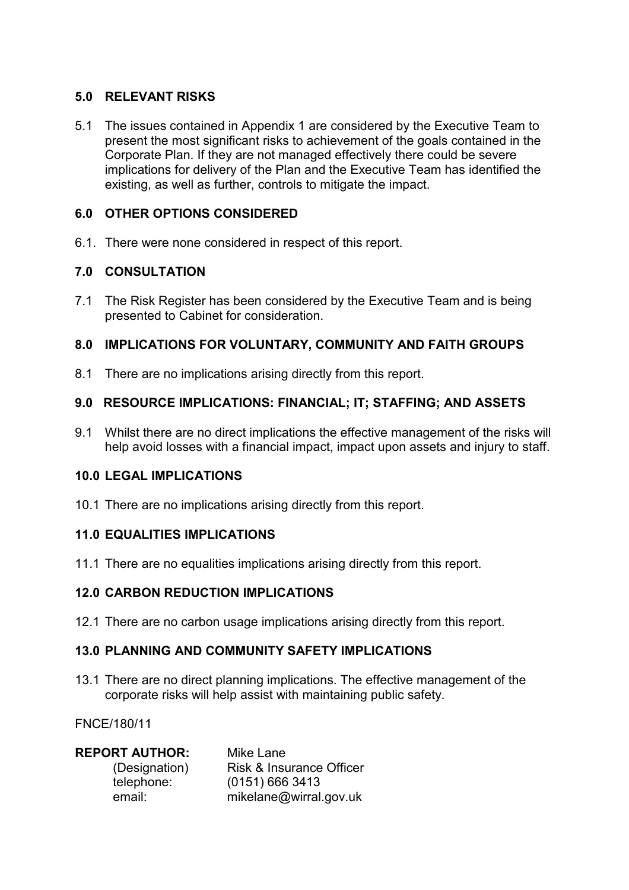## 5.0 RELEVANT RISKS

5.1 The issues contained in Appendix 1 are considered by the Executive Team to present the most significant risks to achievement of the goals contained in the Corporate Plan. If they are not managed effectively there could be severe implications for delivery of the Plan and the Executive Team has identified the existing, as well as further, controls to mitigate the impact.

## 6.0 OTHER OPTIONS CONSIDERED

6.1. There were none considered in respect of this report.

## 7.0 CONSULTATION

7.1 The Risk Register has been considered by the Executive Team and is being presented to Cabinet for consideration.

## 8.0 IMPLICATIONS FOR VOLUNTARY, COMMUNITY AND FAITH GROUPS

8.1 There are no implications arising directly from this report.

## 9.0 RESOURCE IMPLICATIONS: FINANCIAL; IT; STAFFING; AND ASSETS

9.1 Whilst there are no direct implications the effective management of the risks will help avoid losses with a financial impact, impact upon assets and injury to staff.

## 10.0 LEGAL IMPLICATIONS

10.1 There are no implications arising directly from this report.

## 11.0 EQUALITIES IMPLICATIONS

11.1 There are no equalities implications arising directly from this report.

## 12.0 CARBON REDUCTION IMPLICATIONS

12.1 There are no carbon usage implications arising directly from this report.

## 13.0 PLANNING AND COMMUNITY SAFETY IMPLICATIONS

13.1 There are no direct planning implications. The effective management of the corporate risks will help assist with maintaining public safety.

FNCE/180/11

**REPORT AUTHOR:** Mike Lane
(Designation) Risk & Insurance Officer
telephone: (0151) 666 3413
email: mikelane@wirral.gov.uk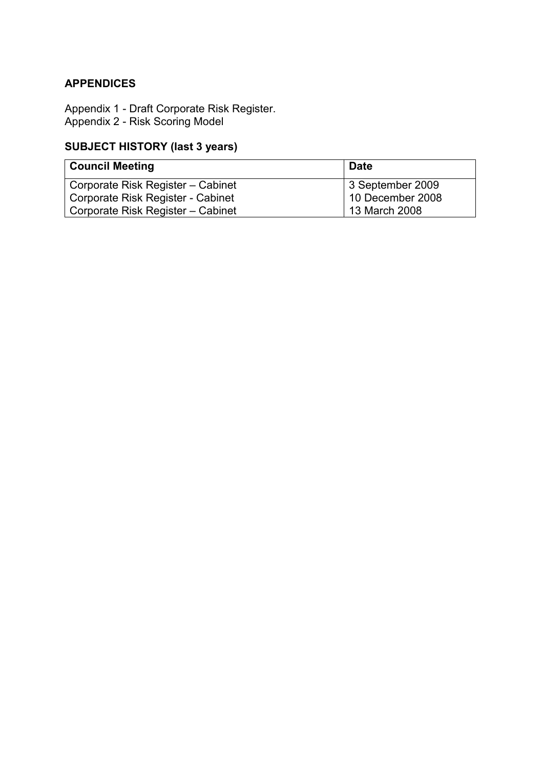## APPENDICES

Appendix 1 - Draft Corporate Risk Register.
Appendix 2 - Risk Scoring Model

## SUBJECT HISTORY (last 3 years)

| Council Meeting | Date |
|---|---|
| Corporate Risk Register – Cabinet | 3 September 2009 |
| Corporate Risk Register - Cabinet | 10 December 2008 |
| Corporate Risk Register – Cabinet | 13 March 2008 |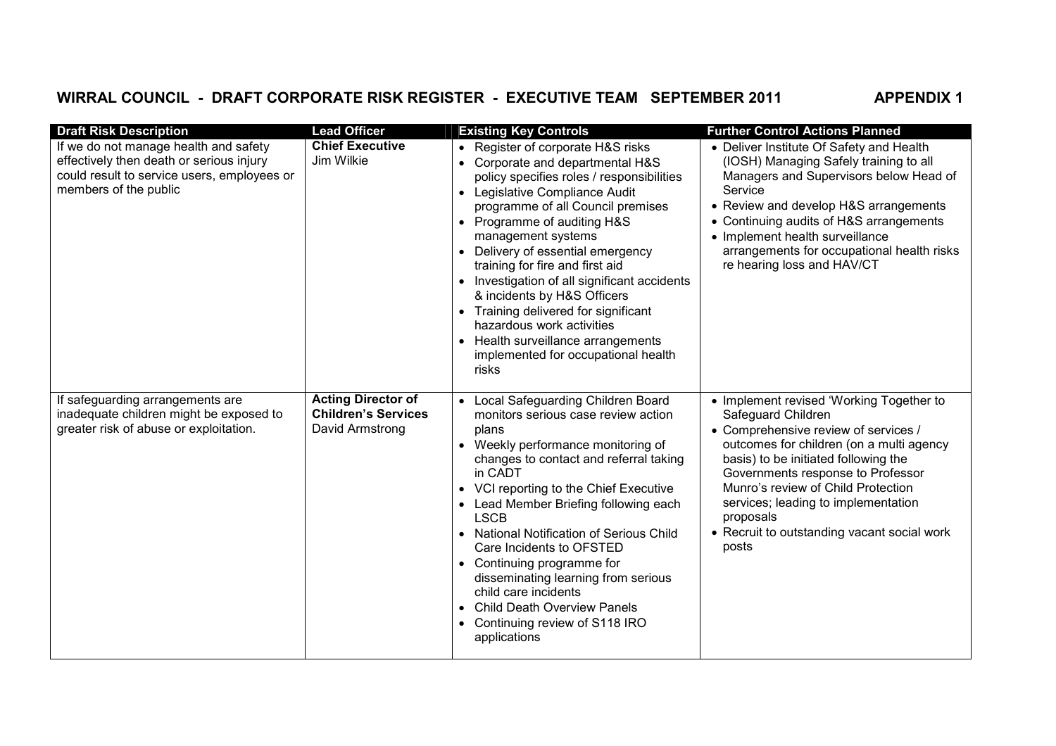## WIRRAL COUNCIL - DRAFT CORPORATE RISK REGISTER - EXECUTIVE TEAM SEPTEMBER 2011 APPENDIX 1

| Draft Risk Description | Lead Officer | Existing Key Controls | Further Control Actions Planned |
|---|---|---|---|
| If we do not manage health and safety effectively then death or serious injury could result to service users, employees or members of the public | **Chief Executive** Jim Wilkie | • Register of corporate H&S risks<br>• Corporate and departmental H&S policy specifies roles / responsibilities<br>• Legislative Compliance Audit programme of all Council premises<br>• Programme of auditing H&S management systems<br>• Delivery of essential emergency training for fire and first aid<br>• Investigation of all significant accidents & incidents by H&S Officers<br>• Training delivered for significant hazardous work activities<br>• Health surveillance arrangements implemented for occupational health risks | • Deliver Institute Of Safety and Health (IOSH) Managing Safely training to all Managers and Supervisors below Head of Service<br>• Review and develop H&S arrangements<br>• Continuing audits of H&S arrangements<br>• Implement health surveillance arrangements for occupational health risks re hearing loss and HAV/CT |
| If safeguarding arrangements are inadequate children might be exposed to greater risk of abuse or exploitation. | **Acting Director of Children's Services** David Armstrong | • Local Safeguarding Children Board monitors serious case review action plans<br>• Weekly performance monitoring of changes to contact and referral taking in CADT<br>• VCI reporting to the Chief Executive<br>• Lead Member Briefing following each LSCB<br>• National Notification of Serious Child Care Incidents to OFSTED<br>• Continuing programme for disseminating learning from serious child care incidents<br>• Child Death Overview Panels<br>• Continuing review of S118 IRO applications | • Implement revised 'Working Together to Safeguard Children<br>• Comprehensive review of services / outcomes for children (on a multi agency basis) to be initiated following the Governments response to Professor Munro's review of Child Protection services; leading to implementation proposals<br>• Recruit to outstanding vacant social work posts |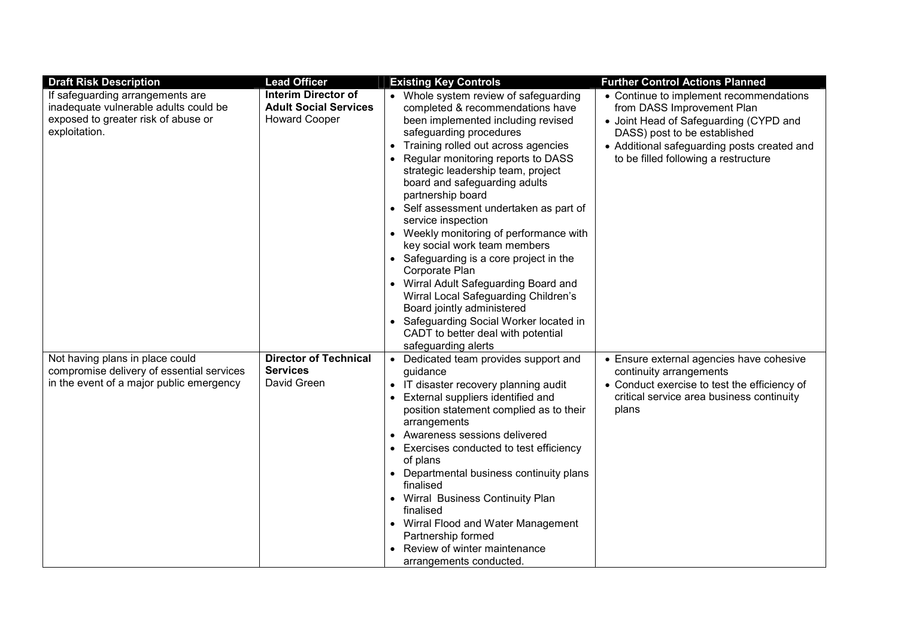| Draft Risk Description | Lead Officer | Existing Key Controls | Further Control Actions Planned |
|---|---|---|---|
| If safeguarding arrangements are inadequate vulnerable adults could be exposed to greater risk of abuse or exploitation. | **Interim Director of Adult Social Services** Howard Cooper | • Whole system review of safeguarding completed & recommendations have been implemented including revised safeguarding procedures<br>• Training rolled out across agencies<br>• Regular monitoring reports to DASS strategic leadership team, project board and safeguarding adults partnership board<br>• Self assessment undertaken as part of service inspection<br>• Weekly monitoring of performance with key social work team members<br>• Safeguarding is a core project in the Corporate Plan<br>• Wirral Adult Safeguarding Board and Wirral Local Safeguarding Children's Board jointly administered<br>• Safeguarding Social Worker located in CADT to better deal with potential safeguarding alerts | • Continue to implement recommendations from DASS Improvement Plan<br>• Joint Head of Safeguarding (CYPD and DASS) post to be established<br>• Additional safeguarding posts created and to be filled following a restructure |
| Not having plans in place could compromise delivery of essential services in the event of a major public emergency | **Director of Technical Services** David Green | • Dedicated team provides support and guidance<br>• IT disaster recovery planning audit<br>• External suppliers identified and position statement complied as to their arrangements<br>• Awareness sessions delivered<br>• Exercises conducted to test efficiency of plans<br>• Departmental business continuity plans finalised<br>• Wirral Business Continuity Plan finalised<br>• Wirral Flood and Water Management Partnership formed<br>• Review of winter maintenance arrangements conducted. | • Ensure external agencies have cohesive continuity arrangements<br>• Conduct exercise to test the efficiency of critical service area business continuity plans |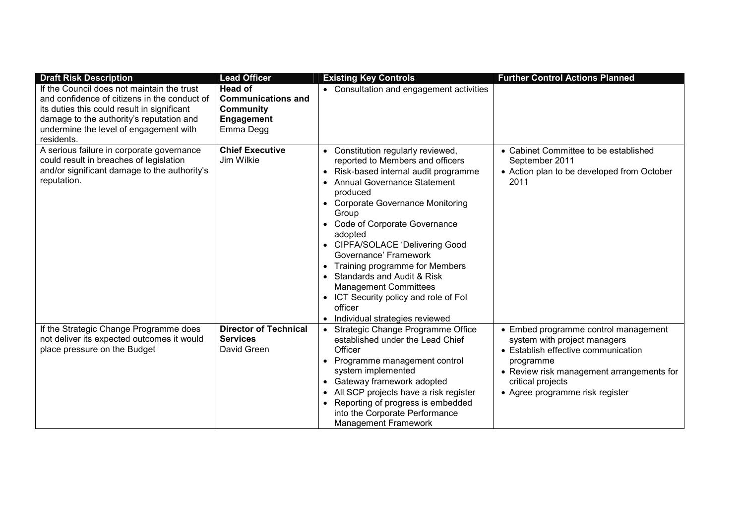| Draft Risk Description | Lead Officer | Existing Key Controls | Further Control Actions Planned |
|---|---|---|---|
| If the Council does not maintain the trust and confidence of citizens in the conduct of its duties this could result in significant damage to the authority's reputation and undermine the level of engagement with residents. | **Head of Communications and Community Engagement** Emma Degg | • Consultation and engagement activities | |
| A serious failure in corporate governance could result in breaches of legislation and/or significant damage to the authority's reputation. | **Chief Executive** Jim Wilkie | • Constitution regularly reviewed, reported to Members and officers<br>• Risk-based internal audit programme<br>• Annual Governance Statement produced<br>• Corporate Governance Monitoring Group<br>• Code of Corporate Governance adopted<br>• CIPFA/SOLACE 'Delivering Good Governance' Framework<br>• Training programme for Members<br>• Standards and Audit & Risk Management Committees<br>• ICT Security policy and role of FoI officer<br>• Individual strategies reviewed | • Cabinet Committee to be established September 2011<br>• Action plan to be developed from October 2011 |
| If the Strategic Change Programme does not deliver its expected outcomes it would place pressure on the Budget | **Director of Technical Services** David Green | • Strategic Change Programme Office established under the Lead Chief Officer<br>• Programme management control system implemented<br>• Gateway framework adopted<br>• All SCP projects have a risk register<br>• Reporting of progress is embedded into the Corporate Performance Management Framework | • Embed programme control management system with project managers<br>• Establish effective communication programme<br>• Review risk management arrangements for critical projects<br>• Agree programme risk register |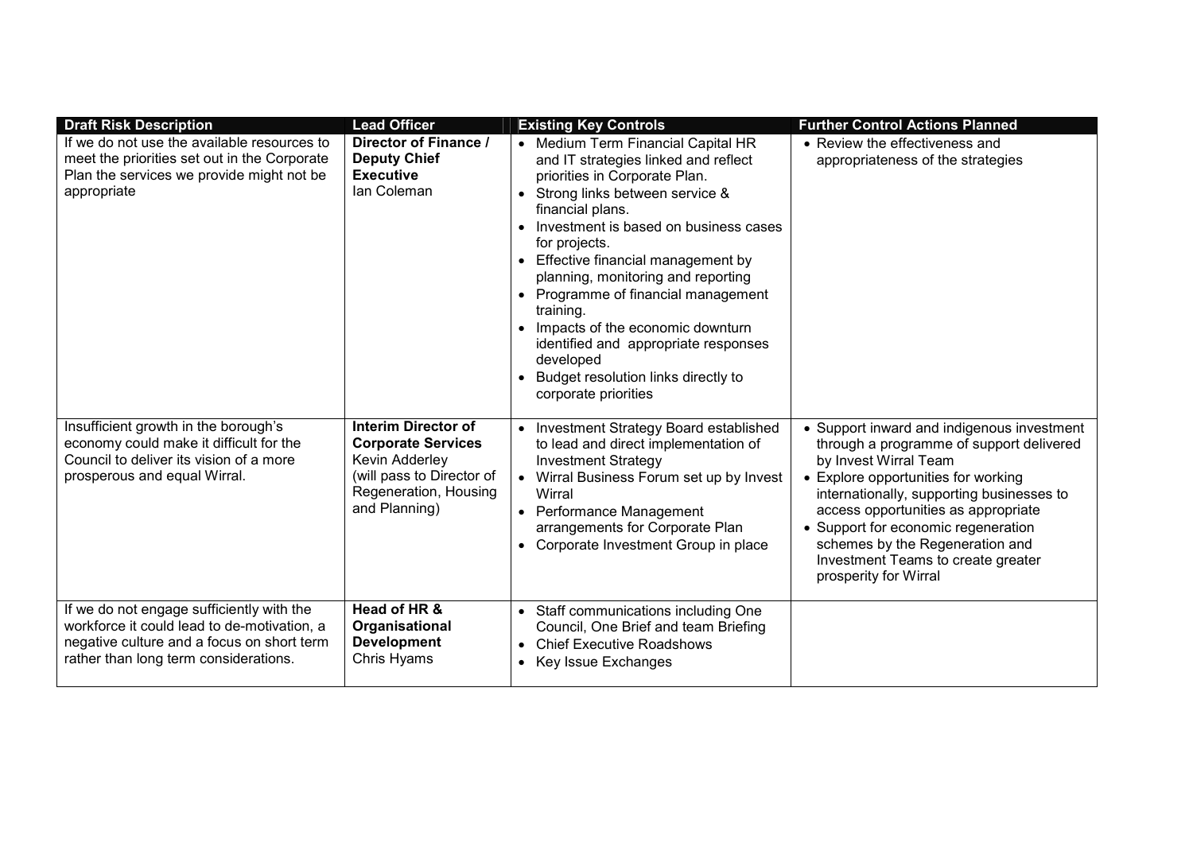| Draft Risk Description | Lead Officer | Existing Key Controls | Further Control Actions Planned |
|---|---|---|---|
| If we do not use the available resources to meet the priorities set out in the Corporate Plan the services we provide might not be appropriate | **Director of Finance / Deputy Chief Executive** Ian Coleman | • Medium Term Financial Capital HR and IT strategies linked and reflect priorities in Corporate Plan.<br>• Strong links between service & financial plans.<br>• Investment is based on business cases for projects.<br>• Effective financial management by planning, monitoring and reporting<br>• Programme of financial management training.<br>• Impacts of the economic downturn identified and appropriate responses developed<br>• Budget resolution links directly to corporate priorities | • Review the effectiveness and appropriateness of the strategies |
| Insufficient growth in the borough's economy could make it difficult for the Council to deliver its vision of a more prosperous and equal Wirral. | **Interim Director of Corporate Services** Kevin Adderley (will pass to Director of Regeneration, Housing and Planning) | • Investment Strategy Board established to lead and direct implementation of Investment Strategy<br>• Wirral Business Forum set up by Invest Wirral<br>• Performance Management arrangements for Corporate Plan<br>• Corporate Investment Group in place | • Support inward and indigenous investment through a programme of support delivered by Invest Wirral Team<br>• Explore opportunities for working internationally, supporting businesses to access opportunities as appropriate<br>• Support for economic regeneration schemes by the Regeneration and Investment Teams to create greater prosperity for Wirral |
| If we do not engage sufficiently with the workforce it could lead to de-motivation, a negative culture and a focus on short term rather than long term considerations. | **Head of HR & Organisational Development** Chris Hyams | • Staff communications including One Council, One Brief and team Briefing<br>• Chief Executive Roadshows<br>• Key Issue Exchanges | |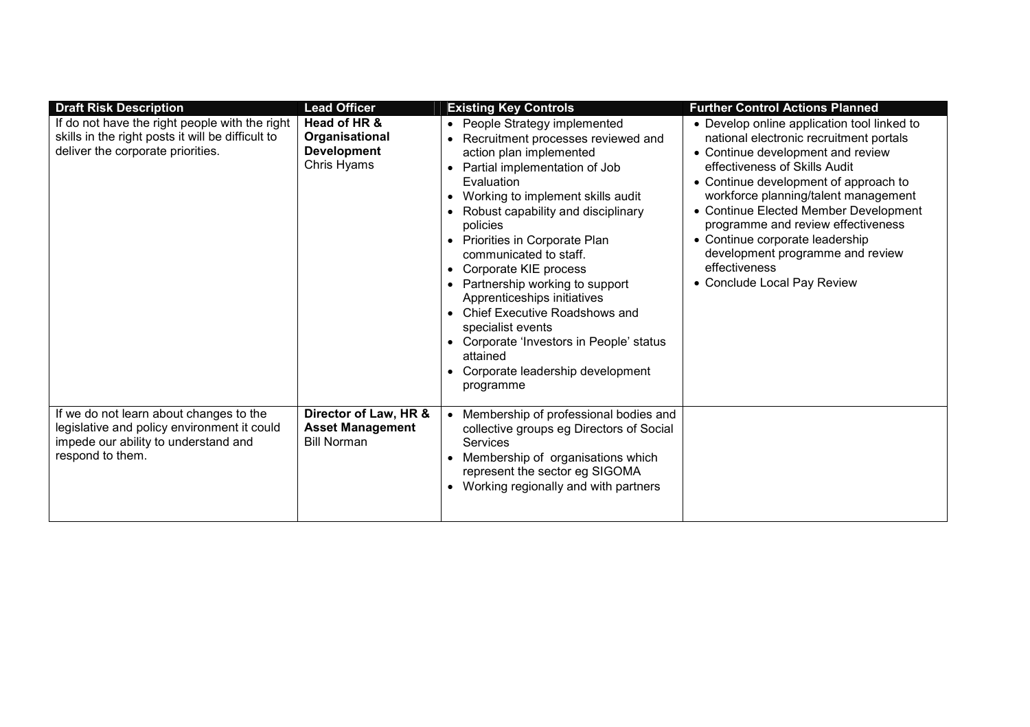| Draft Risk Description | Lead Officer | Existing Key Controls | Further Control Actions Planned |
|---|---|---|---|
| If do not have the right people with the right skills in the right posts it will be difficult to deliver the corporate priorities. | **Head of HR & Organisational Development** Chris Hyams | • People Strategy implemented<br>• Recruitment processes reviewed and action plan implemented<br>• Partial implementation of Job Evaluation<br>• Working to implement skills audit<br>• Robust capability and disciplinary policies<br>• Priorities in Corporate Plan communicated to staff.<br>• Corporate KIE process<br>• Partnership working to support Apprenticeships initiatives<br>• Chief Executive Roadshows and specialist events<br>• Corporate 'Investors in People' status attained<br>• Corporate leadership development programme | • Develop online application tool linked to national electronic recruitment portals<br>• Continue development and review effectiveness of Skills Audit<br>• Continue development of approach to workforce planning/talent management<br>• Continue Elected Member Development programme and review effectiveness<br>• Continue corporate leadership development programme and review effectiveness<br>• Conclude Local Pay Review |
| If we do not learn about changes to the legislative and policy environment it could impede our ability to understand and respond to them. | **Director of Law, HR & Asset Management** Bill Norman | • Membership of professional bodies and collective groups eg Directors of Social Services<br>• Membership of organisations which represent the sector eg SIGOMA<br>• Working regionally and with partners | |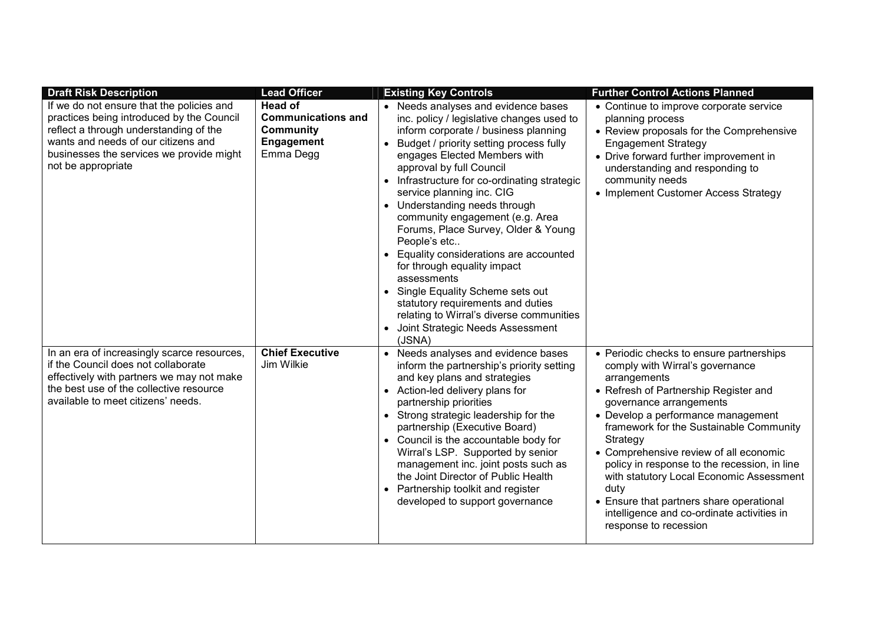| Draft Risk Description | Lead Officer | Existing Key Controls | Further Control Actions Planned |
|---|---|---|---|
| If we do not ensure that the policies and practices being introduced by the Council reflect a through understanding of the wants and needs of our citizens and businesses the services we provide might not be appropriate | **Head of Communications and Community Engagement** Emma Degg | • Needs analyses and evidence bases inc. policy / legislative changes used to inform corporate / business planning<br>• Budget / priority setting process fully engages Elected Members with approval by full Council<br>• Infrastructure for co-ordinating strategic service planning inc. CIG<br>• Understanding needs through community engagement (e.g. Area Forums, Place Survey, Older & Young People's etc..<br>• Equality considerations are accounted for through equality impact assessments<br>• Single Equality Scheme sets out statutory requirements and duties relating to Wirral's diverse communities<br>• Joint Strategic Needs Assessment (JSNA) | • Continue to improve corporate service planning process<br>• Review proposals for the Comprehensive Engagement Strategy<br>• Drive forward further improvement in understanding and responding to community needs<br>• Implement Customer Access Strategy |
| In an era of increasingly scarce resources, if the Council does not collaborate effectively with partners we may not make the best use of the collective resource available to meet citizens' needs. | **Chief Executive** Jim Wilkie | • Needs analyses and evidence bases inform the partnership's priority setting and key plans and strategies<br>• Action-led delivery plans for partnership priorities<br>• Strong strategic leadership for the partnership (Executive Board)<br>• Council is the accountable body for Wirral's LSP. Supported by senior management inc. joint posts such as the Joint Director of Public Health<br>• Partnership toolkit and register developed to support governance | • Periodic checks to ensure partnerships comply with Wirral's governance arrangements<br>• Refresh of Partnership Register and governance arrangements<br>• Develop a performance management framework for the Sustainable Community Strategy<br>• Comprehensive review of all economic policy in response to the recession, in line with statutory Local Economic Assessment duty<br>• Ensure that partners share operational intelligence and co-ordinate activities in response to recession |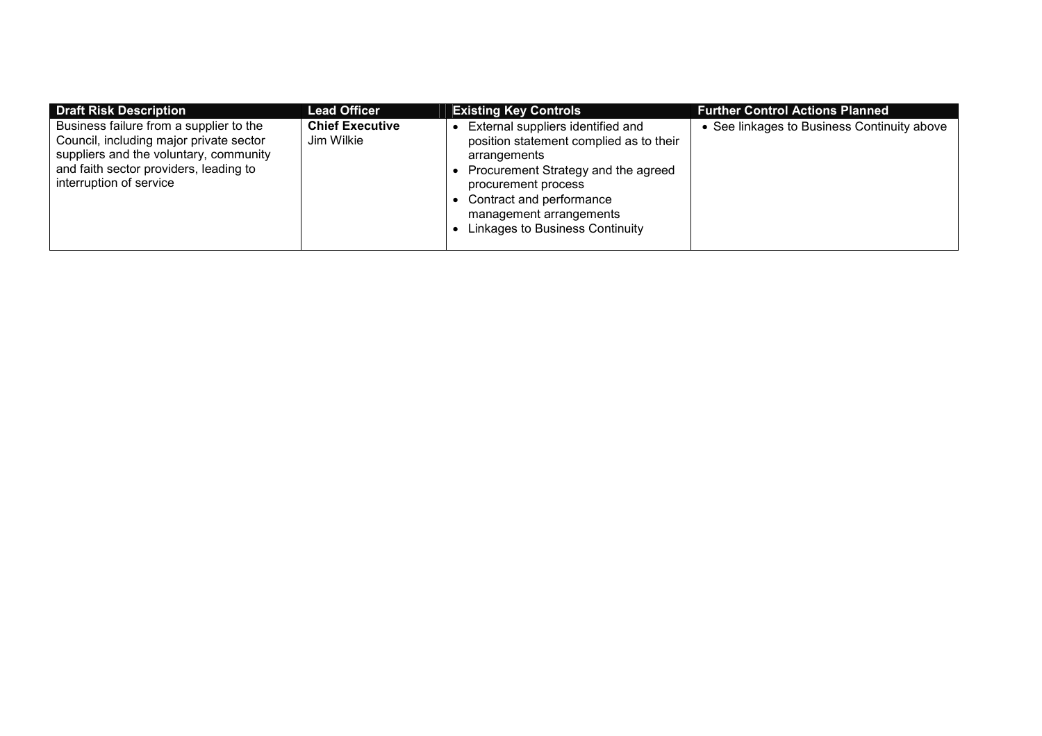| Draft Risk Description | Lead Officer | Existing Key Controls | Further Control Actions Planned |
|---|---|---|---|
| Business failure from a supplier to the Council, including major private sector suppliers and the voluntary, community and faith sector providers, leading to interruption of service | **Chief Executive**<br>Jim Wilkie | • External suppliers identified and position statement complied as to their arrangements<br>• Procurement Strategy and the agreed procurement process<br>• Contract and performance management arrangements<br>• Linkages to Business Continuity | • See linkages to Business Continuity above |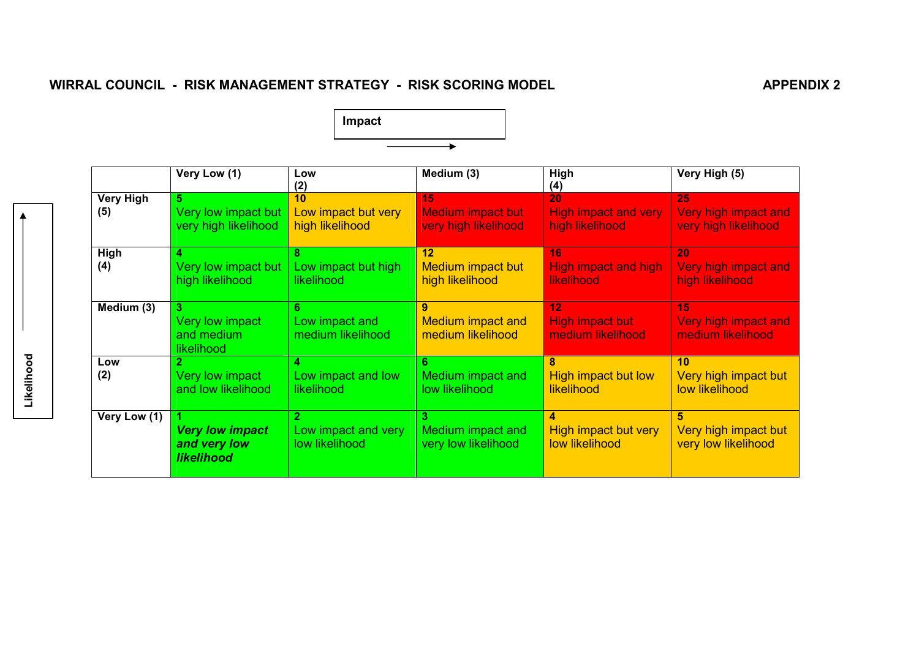**WIRRAL COUNCIL - RISK MANAGEMENT STRATEGY - RISK SCORING MODEL** **APPENDIX 2**

**Impact** →

**Likelihood** ↑

| | **Very Low (1)** | **Low (2)** | **Medium (3)** | **High (4)** | **Very High (5)** |
|---|---|---|---|---|---|
| **Very High (5)** | **5** Very low impact but very high likelihood | **10** Low impact but very high likelihood | **15** Medium impact but very high likelihood | **20** High impact and very high likelihood | **25** Very high impact and very high likelihood |
| **High (4)** | **4** Very low impact but high likelihood | **8** Low impact but high likelihood | **12** Medium impact but high likelihood | **16** High impact and high likelihood | **20** Very high impact and high likelihood |
| **Medium (3)** | **3** Very low impact and medium likelihood | **6** Low impact and medium likelihood | **9** Medium impact and medium likelihood | **12** High impact but medium likelihood | **15** Very high impact and medium likelihood |
| **Low (2)** | **2** Very low impact and low likelihood | **4** Low impact and low likelihood | **6** Medium impact and low likelihood | **8** High impact but low likelihood | **10** Very high impact but low likelihood |
| **Very Low (1)** | **1** ***Very low impact and very low likelihood*** | **2** Low impact and very low likelihood | **3** Medium impact and very low likelihood | **4** High impact but very low likelihood | **5** Very high impact but very low likelihood |